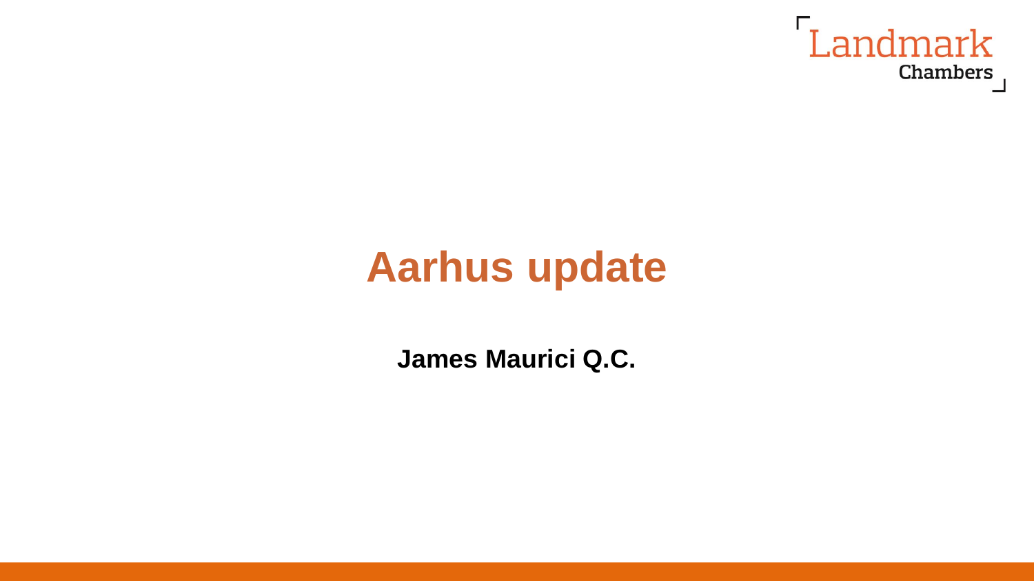# Aarhus update

**James Maurici Q.C.**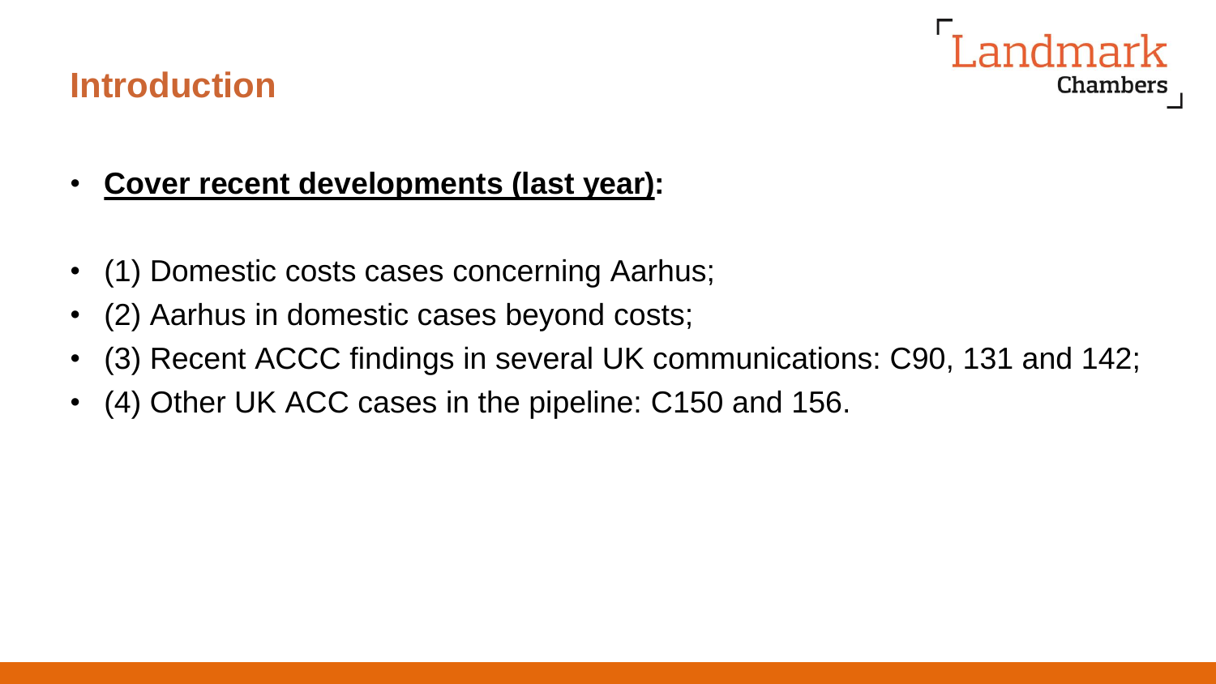## Introduction

- **Cover recent developments (last year):**

- (1) Domestic costs cases concerning Aarhus;
- (2) Aarhus in domestic cases beyond costs;
- (3) Recent ACCC findings in several UK communications: C90, 131 and 142;
- (4) Other UK ACC cases in the pipeline: C150 and 156.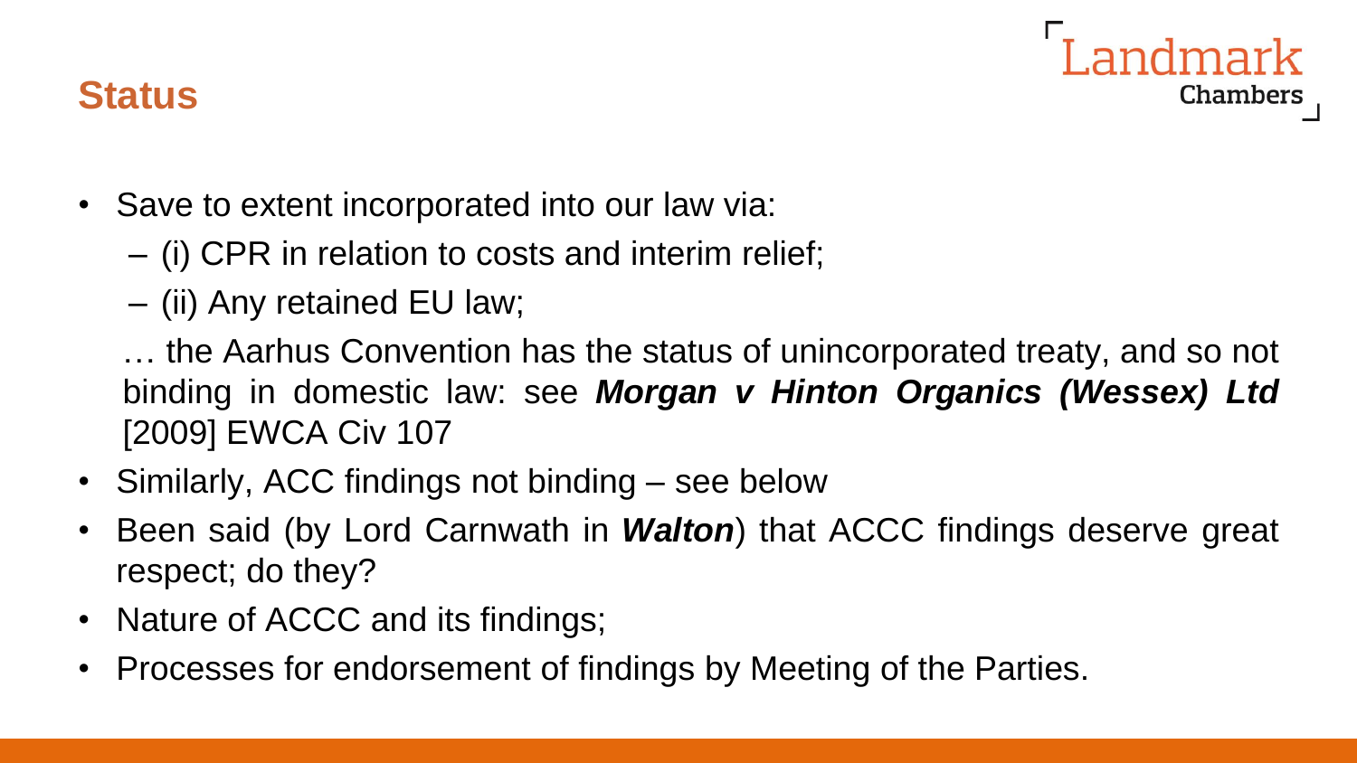## Status

- Save to extent incorporated into our law via:
  - (i) CPR in relation to costs and interim relief;
  - (ii) Any retained EU law;

  … the Aarhus Convention has the status of unincorporated treaty, and so not binding in domestic law: see ***Morgan v Hinton Organics (Wessex) Ltd*** [2009] EWCA Civ 107
- Similarly, ACC findings not binding – see below
- Been said (by Lord Carnwath in ***Walton***) that ACCC findings deserve great respect; do they?
- Nature of ACCC and its findings;
- Processes for endorsement of findings by Meeting of the Parties.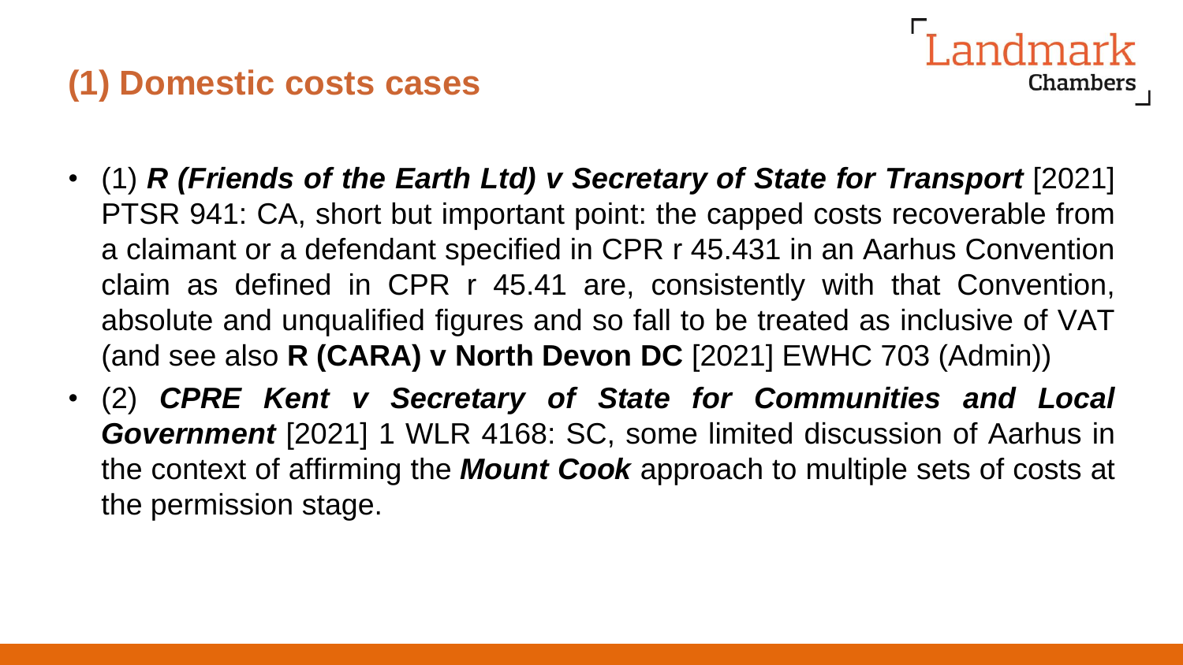## (1) Domestic costs cases

- (1) ***R (Friends of the Earth Ltd) v Secretary of State for Transport*** [2021] PTSR 941: CA, short but important point: the capped costs recoverable from a claimant or a defendant specified in CPR r 45.431 in an Aarhus Convention claim as defined in CPR r 45.41 are, consistently with that Convention, absolute and unqualified figures and so fall to be treated as inclusive of VAT (and see also **R (CARA) v North Devon DC** [2021] EWHC 703 (Admin))
- (2) ***CPRE Kent v Secretary of State for Communities and Local Government*** [2021] 1 WLR 4168: SC, some limited discussion of Aarhus in the context of affirming the ***Mount Cook*** approach to multiple sets of costs at the permission stage.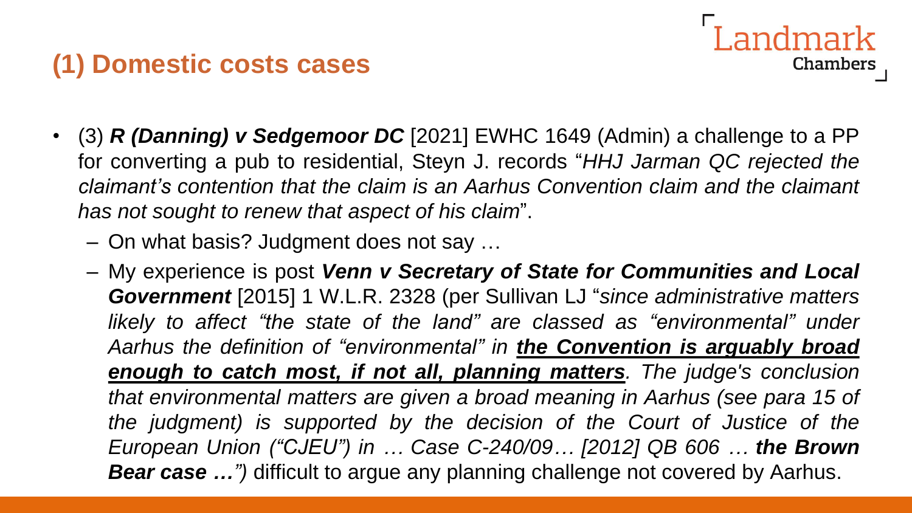## (1) Domestic costs cases

- (3) ***R (Danning) v Sedgemoor DC*** [2021] EWHC 1649 (Admin) a challenge to a PP for converting a pub to residential, Steyn J. records "*HHJ Jarman QC rejected the claimant's contention that the claim is an Aarhus Convention claim and the claimant has not sought to renew that aspect of his claim*".
  - On what basis? Judgment does not say …
  - My experience is post ***Venn v Secretary of State for Communities and Local Government*** [2015] 1 W.L.R. 2328 (per Sullivan LJ "*since administrative matters likely to affect "the state of the land" are classed as "environmental" under Aarhus the definition of "environmental" in **<u>the Convention is arguably broad enough to catch most, if not all, planning matters</u>**. The judge's conclusion that environmental matters are given a broad meaning in Aarhus (see para 15 of the judgment) is supported by the decision of the Court of Justice of the European Union ("CJEU") in … Case C-240/09… [2012] QB 606 … **the Brown Bear case …**")* difficult to argue any planning challenge not covered by Aarhus.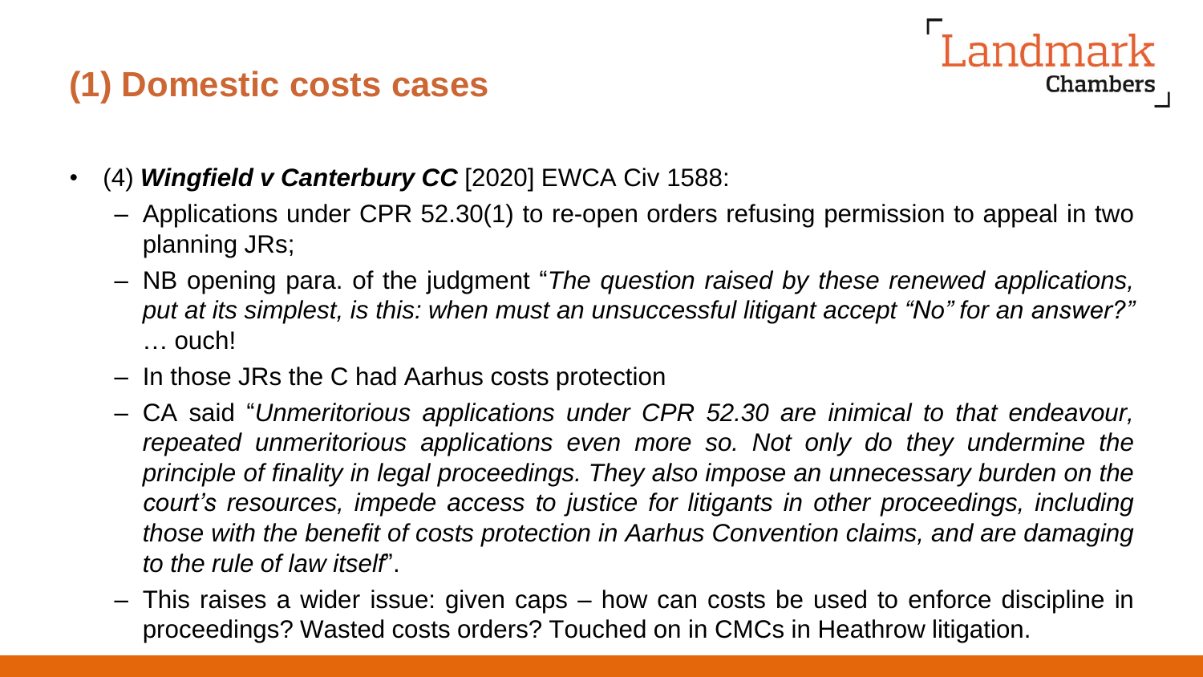## (1) Domestic costs cases

- (4) ***Wingfield v Canterbury CC*** [2020] EWCA Civ 1588:
  - Applications under CPR 52.30(1) to re-open orders refusing permission to appeal in two planning JRs;
  - NB opening para. of the judgment "*The question raised by these renewed applications, put at its simplest, is this: when must an unsuccessful litigant accept "No" for an answer?"* … ouch!
  - In those JRs the C had Aarhus costs protection
  - CA said "*Unmeritorious applications under CPR 52.30 are inimical to that endeavour, repeated unmeritorious applications even more so. Not only do they undermine the principle of finality in legal proceedings. They also impose an unnecessary burden on the court's resources, impede access to justice for litigants in other proceedings, including those with the benefit of costs protection in Aarhus Convention claims, and are damaging to the rule of law itself*".
  - This raises a wider issue: given caps – how can costs be used to enforce discipline in proceedings? Wasted costs orders? Touched on in CMCs in Heathrow litigation.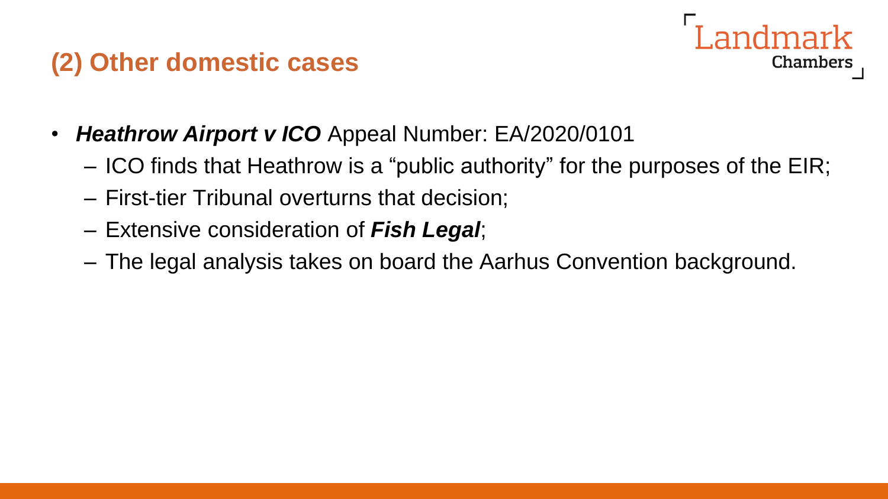## (2) Other domestic cases

- ***Heathrow Airport v ICO*** Appeal Number: EA/2020/0101
  - ICO finds that Heathrow is a "public authority" for the purposes of the EIR;
  - First-tier Tribunal overturns that decision;
  - Extensive consideration of ***Fish Legal***;
  - The legal analysis takes on board the Aarhus Convention background.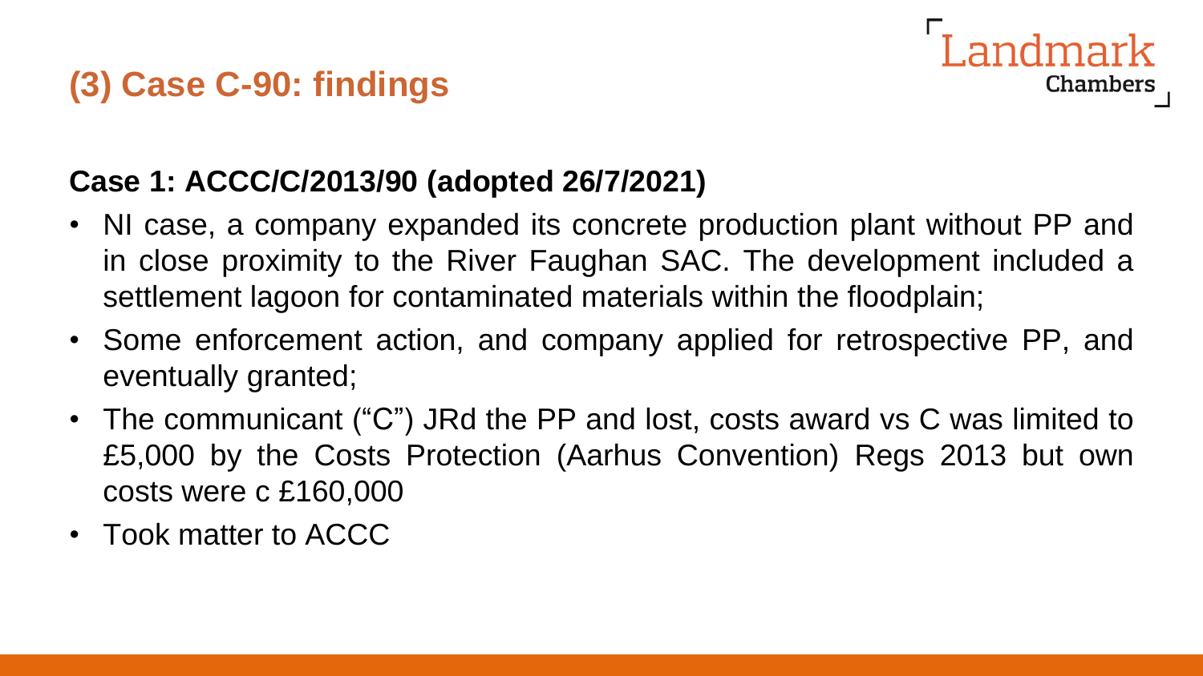## (3) Case C-90: findings

**Case 1: ACCC/C/2013/90 (adopted 26/7/2021)**

- NI case, a company expanded its concrete production plant without PP and in close proximity to the River Faughan SAC. The development included a settlement lagoon for contaminated materials within the floodplain;
- Some enforcement action, and company applied for retrospective PP, and eventually granted;
- The communicant ("C") JRd the PP and lost, costs award vs C was limited to £5,000 by the Costs Protection (Aarhus Convention) Regs 2013 but own costs were c £160,000
- Took matter to ACCC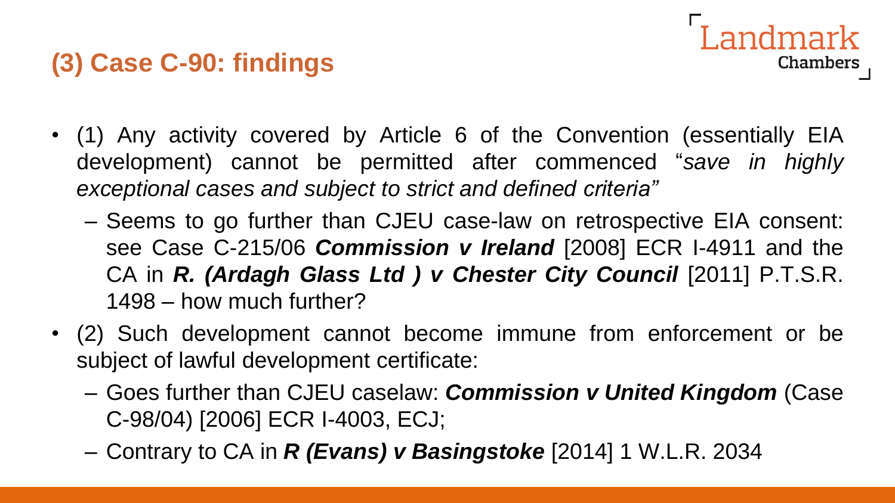## (3) Case C-90: findings

- (1) Any activity covered by Article 6 of the Convention (essentially EIA development) cannot be permitted after commenced "*save in highly exceptional cases and subject to strict and defined criteria"*
  - Seems to go further than CJEU case-law on retrospective EIA consent: see Case C-215/06 ***Commission v Ireland*** [2008] ECR I-4911 and the CA in ***R. (Ardagh Glass Ltd ) v Chester City Council*** [2011] P.T.S.R. 1498 – how much further?
- (2) Such development cannot become immune from enforcement or be subject of lawful development certificate:
  - Goes further than CJEU caselaw: ***Commission v United Kingdom*** (Case C-98/04) [2006] ECR I-4003, ECJ;
  - Contrary to CA in ***R (Evans) v Basingstoke*** [2014] 1 W.L.R. 2034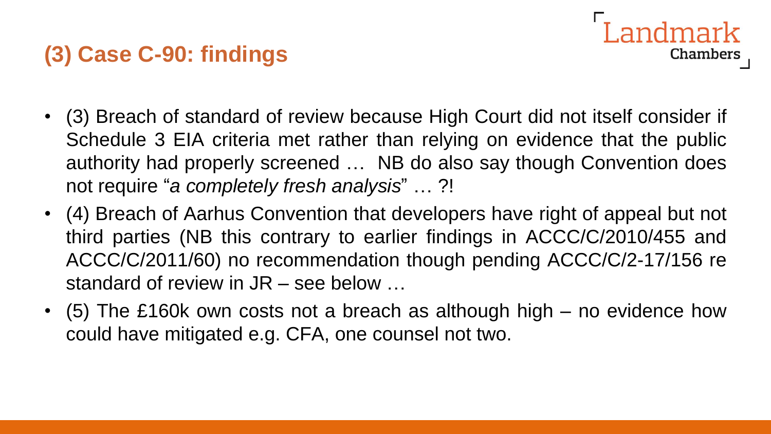## (3) Case C-90: findings

- (3) Breach of standard of review because High Court did not itself consider if Schedule 3 EIA criteria met rather than relying on evidence that the public authority had properly screened … NB do also say though Convention does not require "*a completely fresh analysis*" … ?!
- (4) Breach of Aarhus Convention that developers have right of appeal but not third parties (NB this contrary to earlier findings in ACCC/C/2010/455 and ACCC/C/2011/60) no recommendation though pending ACCC/C/2-17/156 re standard of review in JR – see below …
- (5) The £160k own costs not a breach as although high – no evidence how could have mitigated e.g. CFA, one counsel not two.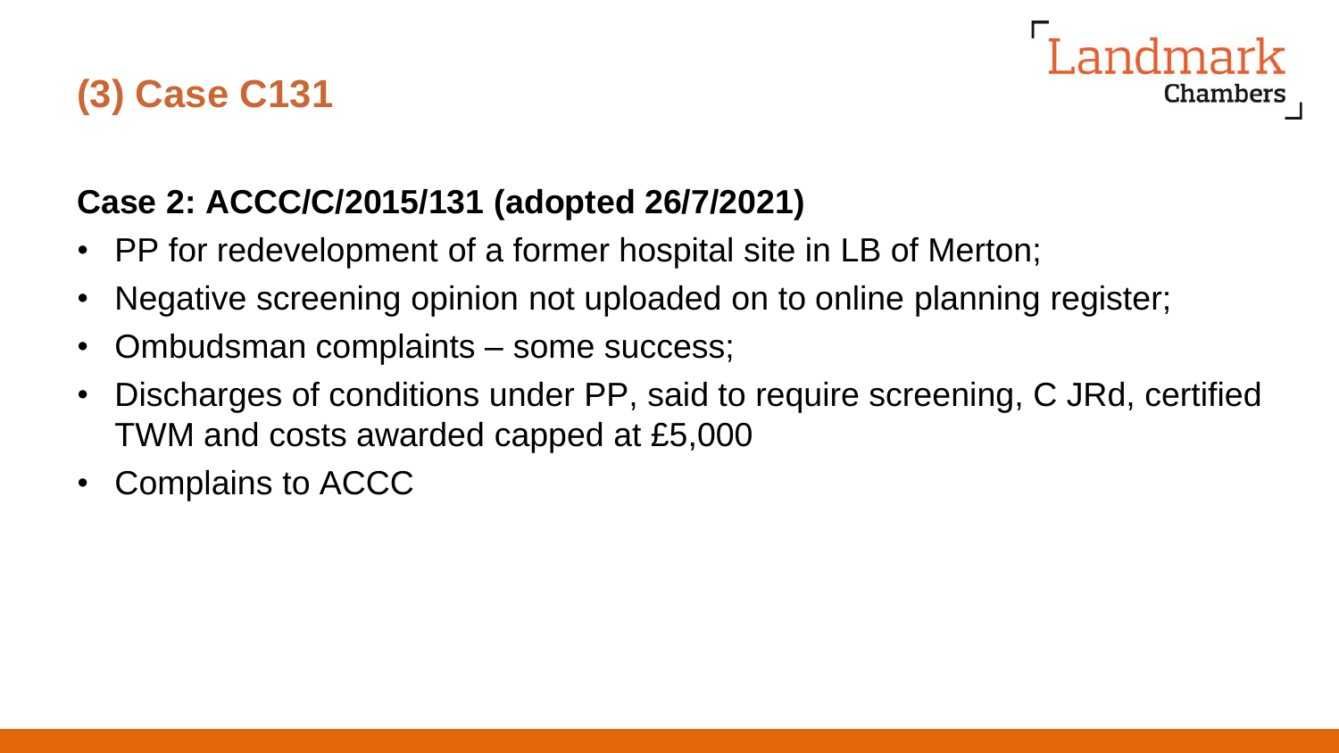# (3) Case C131

**Case 2: ACCC/C/2015/131 (adopted 26/7/2021)**

- PP for redevelopment of a former hospital site in LB of Merton;
- Negative screening opinion not uploaded on to online planning register;
- Ombudsman complaints – some success;
- Discharges of conditions under PP, said to require screening, C JRd, certified TWM and costs awarded capped at £5,000
- Complains to ACCC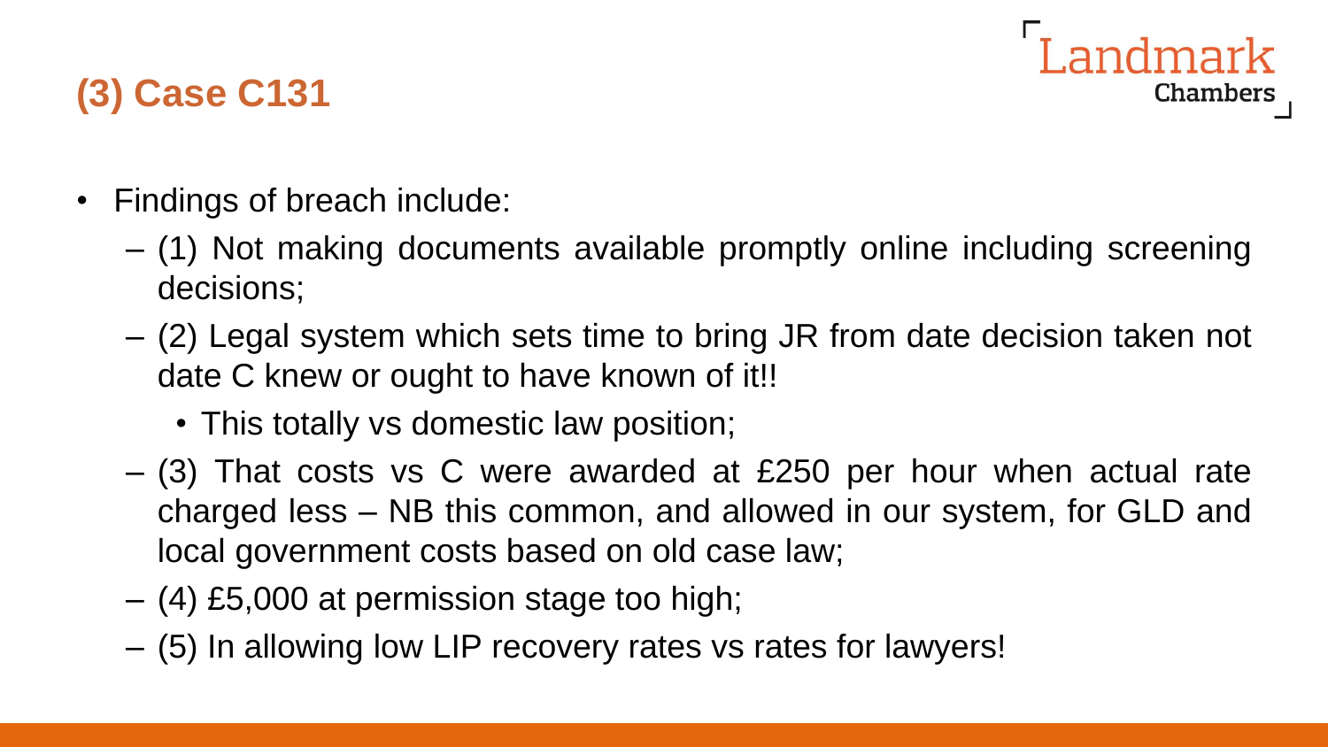## (3) Case C131

- Findings of breach include:
  - (1) Not making documents available promptly online including screening decisions;
  - (2) Legal system which sets time to bring JR from date decision taken not date C knew or ought to have known of it!!
    - This totally vs domestic law position;
  - (3) That costs vs C were awarded at £250 per hour when actual rate charged less – NB this common, and allowed in our system, for GLD and local government costs based on old case law;
  - (4) £5,000 at permission stage too high;
  - (5) In allowing low LIP recovery rates vs rates for lawyers!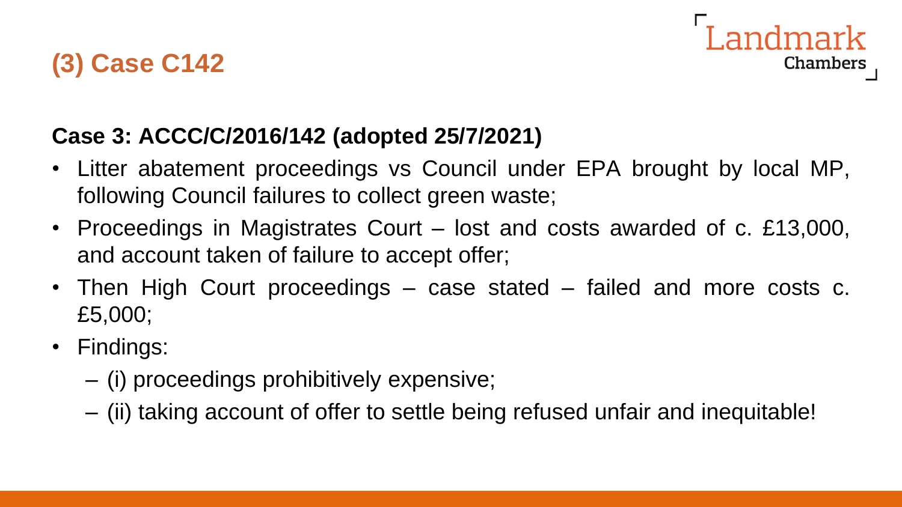# (3) Case C142

**Case 3: ACCC/C/2016/142 (adopted 25/7/2021)**

- Litter abatement proceedings vs Council under EPA brought by local MP, following Council failures to collect green waste;
- Proceedings in Magistrates Court – lost and costs awarded of c. £13,000, and account taken of failure to accept offer;
- Then High Court proceedings – case stated – failed and more costs c. £5,000;
- Findings:
  - (i) proceedings prohibitively expensive;
  - (ii) taking account of offer to settle being refused unfair and inequitable!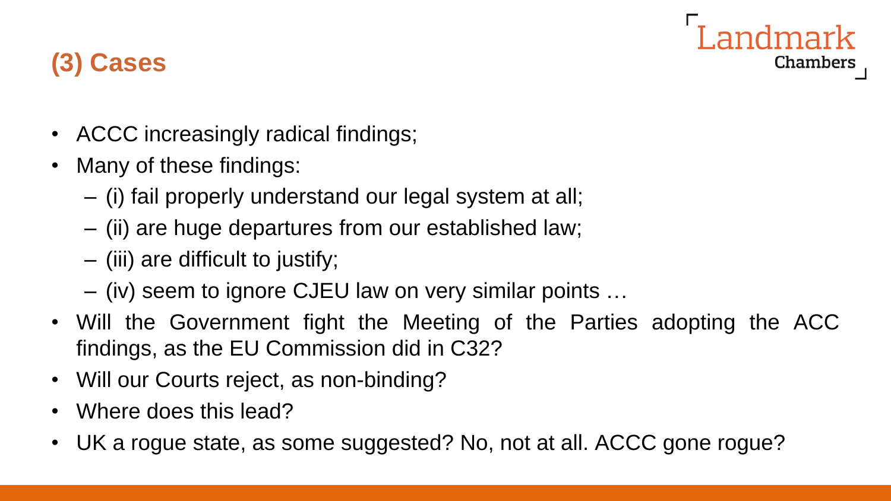## (3) Cases

- ACCC increasingly radical findings;
- Many of these findings:
  - (i) fail properly understand our legal system at all;
  - (ii) are huge departures from our established law;
  - (iii) are difficult to justify;
  - (iv) seem to ignore CJEU law on very similar points …
- Will the Government fight the Meeting of the Parties adopting the ACC findings, as the EU Commission did in C32?
- Will our Courts reject, as non-binding?
- Where does this lead?
- UK a rogue state, as some suggested? No, not at all. ACCC gone rogue?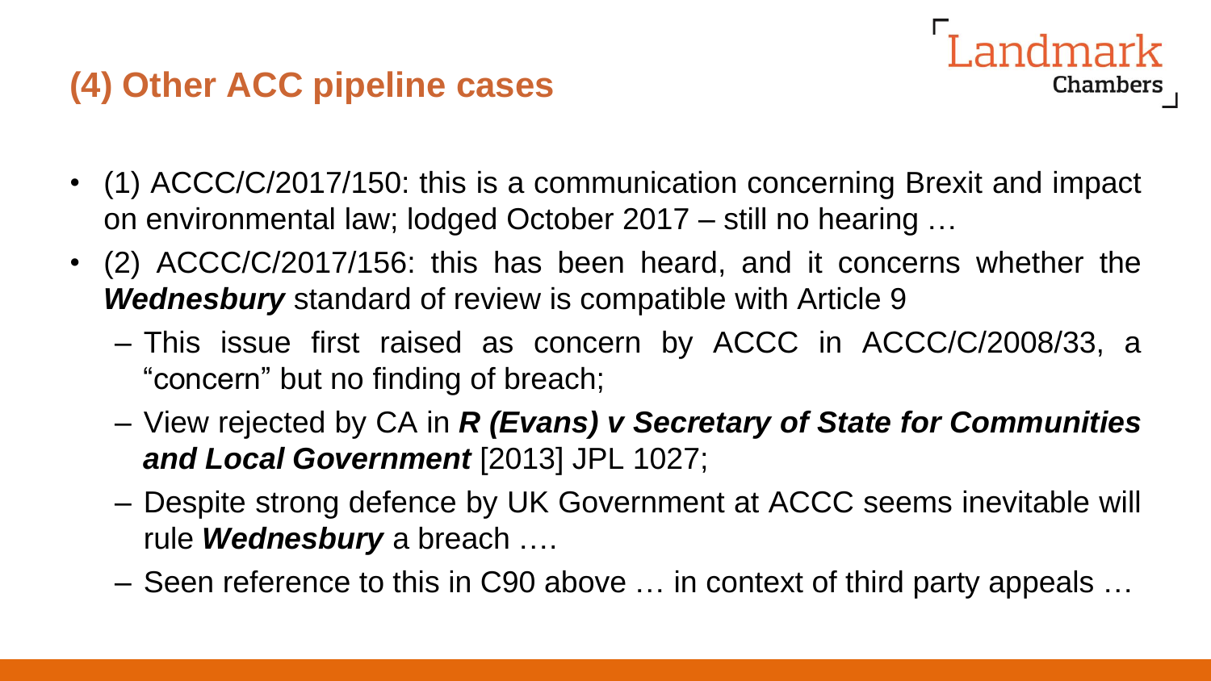## (4) Other ACC pipeline cases

- (1) ACCC/C/2017/150: this is a communication concerning Brexit and impact on environmental law; lodged October 2017 – still no hearing …
- (2) ACCC/C/2017/156: this has been heard, and it concerns whether the ***Wednesbury*** standard of review is compatible with Article 9
  - This issue first raised as concern by ACCC in ACCC/C/2008/33, a "concern" but no finding of breach;
  - View rejected by CA in ***R (Evans) v Secretary of State for Communities and Local Government*** [2013] JPL 1027;
  - Despite strong defence by UK Government at ACCC seems inevitable will rule ***Wednesbury*** a breach ….
  - Seen reference to this in C90 above … in context of third party appeals …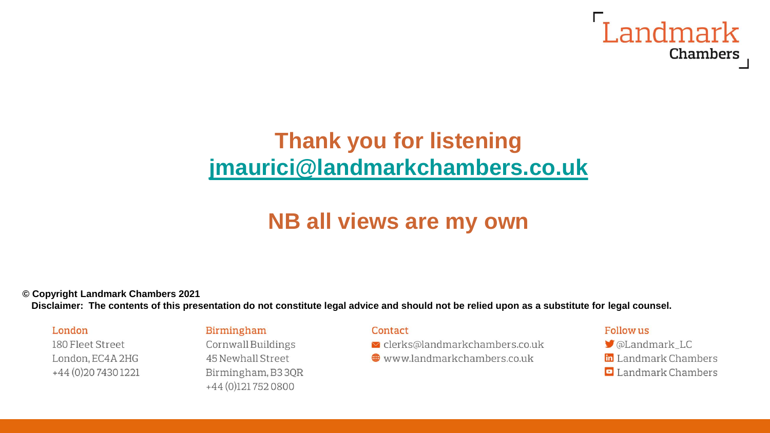Landmark Chambers

## Thank you for listening

**jmaurici@landmarkchambers.co.uk**

## NB all views are my own

**© Copyright Landmark Chambers 2021**

**Disclaimer: The contents of this presentation do not constitute legal advice and should not be relied upon as a substitute for legal counsel.**

London
180 Fleet Street
London, EC4A 2HG
+44 (0)20 7430 1221

Birmingham
Cornwall Buildings
45 Newhall Street
Birmingham, B3 3QR
+44 (0)121 752 0800

Contact
clerks@landmarkchambers.co.uk
www.landmarkchambers.co.uk

Follow us
@Landmark_LC
Landmark Chambers
Landmark Chambers